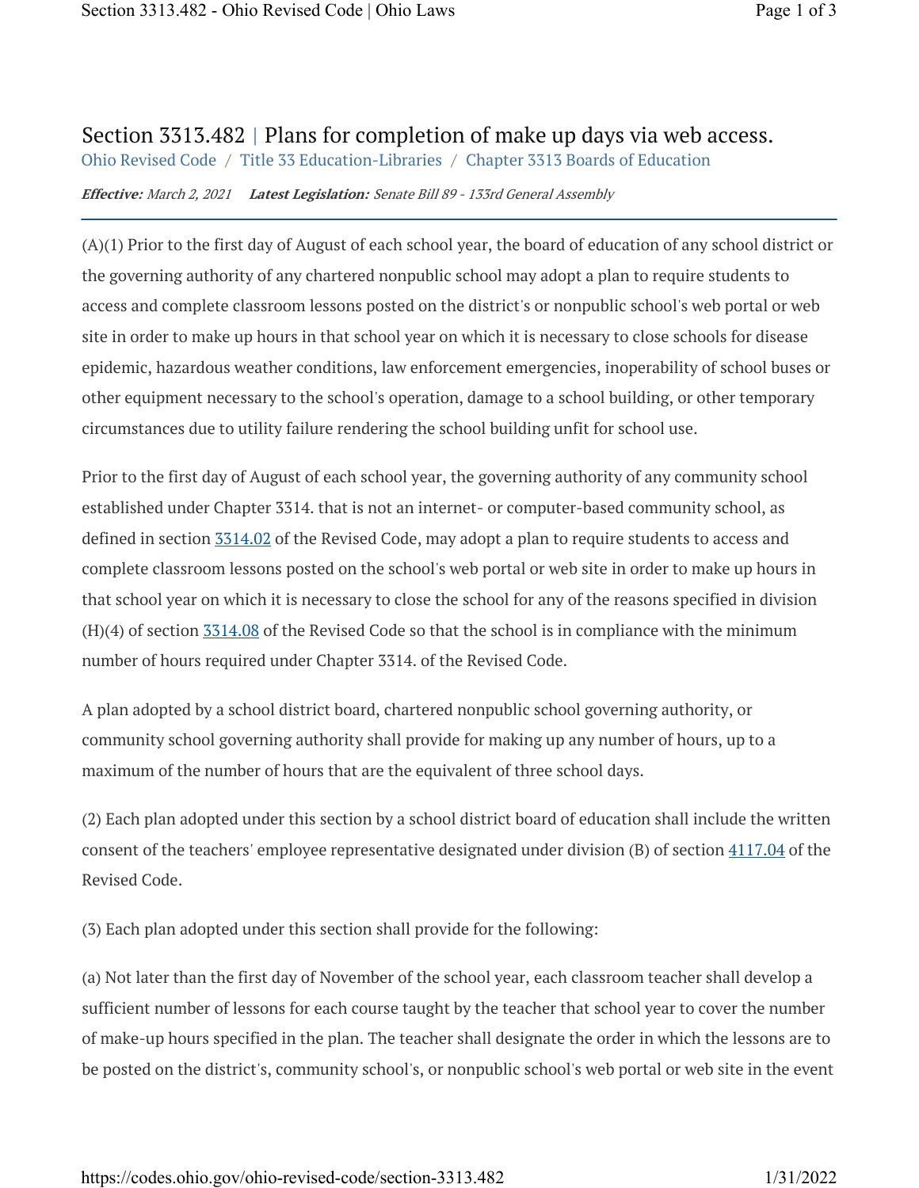# Section 3313.482 | Plans for completion of make up days via web access.

Ohio Revised Code / Title 33 Education-Libraries / Chapter 3313 Boards of Education

***Effective:*** *March 2, 2021* ***Latest Legislation:*** *Senate Bill 89 - 133rd General Assembly*

---

(A)(1) Prior to the first day of August of each school year, the board of education of any school district or the governing authority of any chartered nonpublic school may adopt a plan to require students to access and complete classroom lessons posted on the district's or nonpublic school's web portal or web site in order to make up hours in that school year on which it is necessary to close schools for disease epidemic, hazardous weather conditions, law enforcement emergencies, inoperability of school buses or other equipment necessary to the school's operation, damage to a school building, or other temporary circumstances due to utility failure rendering the school building unfit for school use.

Prior to the first day of August of each school year, the governing authority of any community school established under Chapter 3314. that is not an internet- or computer-based community school, as defined in section 3314.02 of the Revised Code, may adopt a plan to require students to access and complete classroom lessons posted on the school's web portal or web site in order to make up hours in that school year on which it is necessary to close the school for any of the reasons specified in division (H)(4) of section 3314.08 of the Revised Code so that the school is in compliance with the minimum number of hours required under Chapter 3314. of the Revised Code.

A plan adopted by a school district board, chartered nonpublic school governing authority, or community school governing authority shall provide for making up any number of hours, up to a maximum of the number of hours that are the equivalent of three school days.

(2) Each plan adopted under this section by a school district board of education shall include the written consent of the teachers' employee representative designated under division (B) of section 4117.04 of the Revised Code.

(3) Each plan adopted under this section shall provide for the following:

(a) Not later than the first day of November of the school year, each classroom teacher shall develop a sufficient number of lessons for each course taught by the teacher that school year to cover the number of make-up hours specified in the plan. The teacher shall designate the order in which the lessons are to be posted on the district's, community school's, or nonpublic school's web portal or web site in the event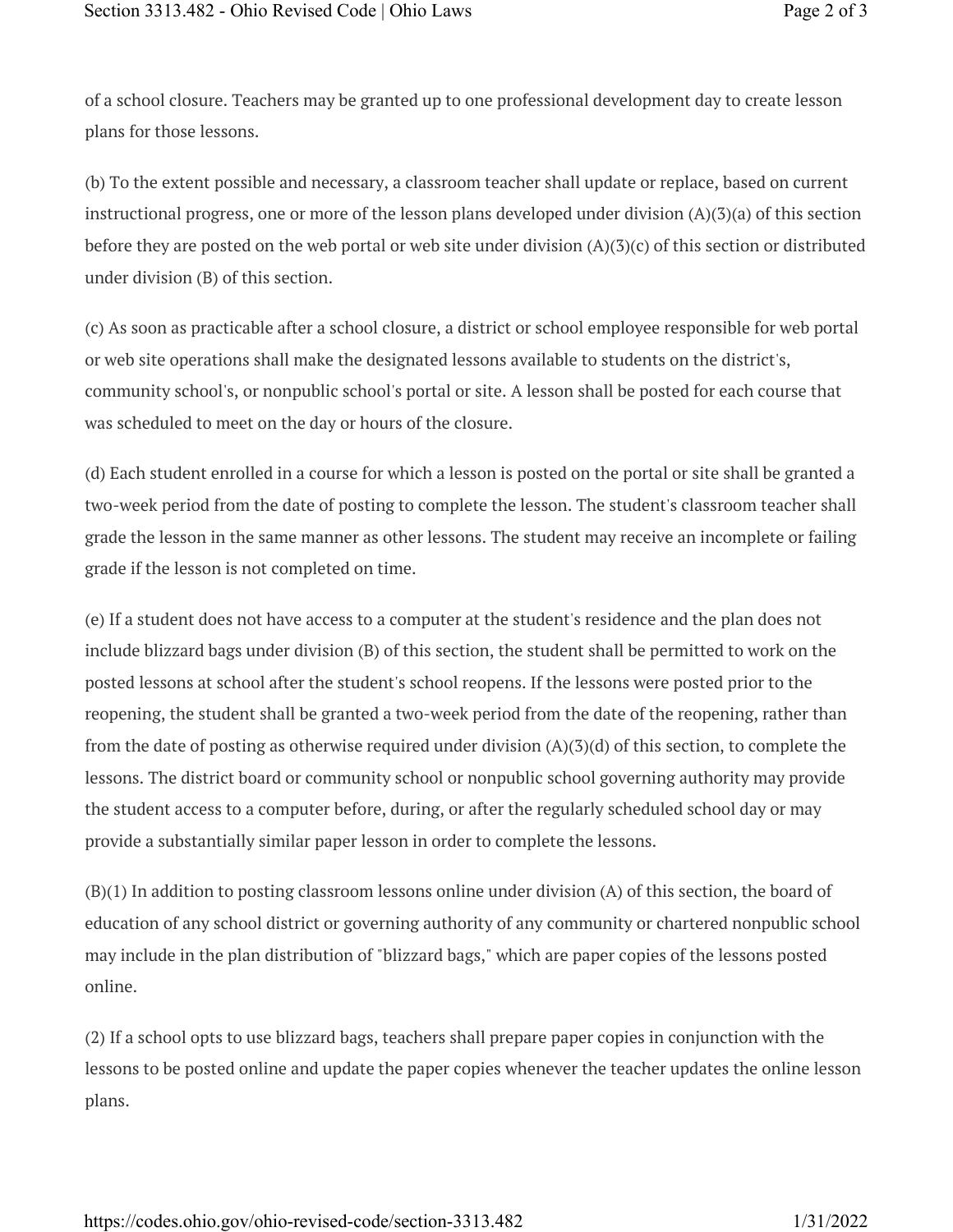of a school closure. Teachers may be granted up to one professional development day to create lesson plans for those lessons.

(b) To the extent possible and necessary, a classroom teacher shall update or replace, based on current instructional progress, one or more of the lesson plans developed under division (A)(3)(a) of this section before they are posted on the web portal or web site under division (A)(3)(c) of this section or distributed under division (B) of this section.

(c) As soon as practicable after a school closure, a district or school employee responsible for web portal or web site operations shall make the designated lessons available to students on the district's, community school's, or nonpublic school's portal or site. A lesson shall be posted for each course that was scheduled to meet on the day or hours of the closure.

(d) Each student enrolled in a course for which a lesson is posted on the portal or site shall be granted a two-week period from the date of posting to complete the lesson. The student's classroom teacher shall grade the lesson in the same manner as other lessons. The student may receive an incomplete or failing grade if the lesson is not completed on time.

(e) If a student does not have access to a computer at the student's residence and the plan does not include blizzard bags under division (B) of this section, the student shall be permitted to work on the posted lessons at school after the student's school reopens. If the lessons were posted prior to the reopening, the student shall be granted a two-week period from the date of the reopening, rather than from the date of posting as otherwise required under division (A)(3)(d) of this section, to complete the lessons. The district board or community school or nonpublic school governing authority may provide the student access to a computer before, during, or after the regularly scheduled school day or may provide a substantially similar paper lesson in order to complete the lessons.

(B)(1) In addition to posting classroom lessons online under division (A) of this section, the board of education of any school district or governing authority of any community or chartered nonpublic school may include in the plan distribution of "blizzard bags," which are paper copies of the lessons posted online.

(2) If a school opts to use blizzard bags, teachers shall prepare paper copies in conjunction with the lessons to be posted online and update the paper copies whenever the teacher updates the online lesson plans.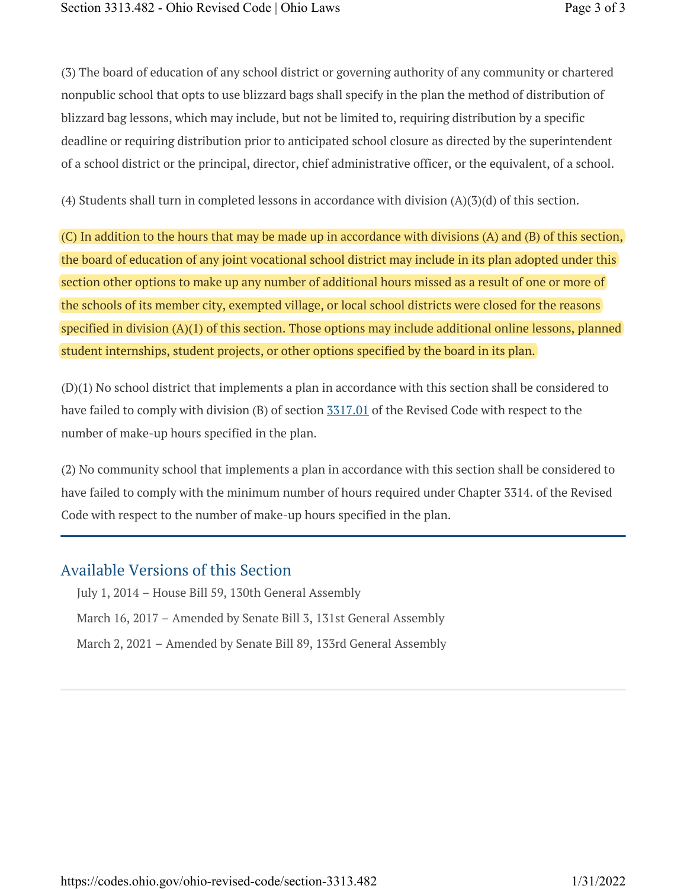(3) The board of education of any school district or governing authority of any community or chartered nonpublic school that opts to use blizzard bags shall specify in the plan the method of distribution of blizzard bag lessons, which may include, but not be limited to, requiring distribution by a specific deadline or requiring distribution prior to anticipated school closure as directed by the superintendent of a school district or the principal, director, chief administrative officer, or the equivalent, of a school.

(4) Students shall turn in completed lessons in accordance with division (A)(3)(d) of this section.

(C) In addition to the hours that may be made up in accordance with divisions (A) and (B) of this section, the board of education of any joint vocational school district may include in its plan adopted under this section other options to make up any number of additional hours missed as a result of one or more of the schools of its member city, exempted village, or local school districts were closed for the reasons specified in division (A)(1) of this section. Those options may include additional online lessons, planned student internships, student projects, or other options specified by the board in its plan.

(D)(1) No school district that implements a plan in accordance with this section shall be considered to have failed to comply with division (B) of section 3317.01 of the Revised Code with respect to the number of make-up hours specified in the plan.

(2) No community school that implements a plan in accordance with this section shall be considered to have failed to comply with the minimum number of hours required under Chapter 3314. of the Revised Code with respect to the number of make-up hours specified in the plan.

## Available Versions of this Section

July 1, 2014 – House Bill 59, 130th General Assembly

March 16, 2017 – Amended by Senate Bill 3, 131st General Assembly

March 2, 2021 – Amended by Senate Bill 89, 133rd General Assembly